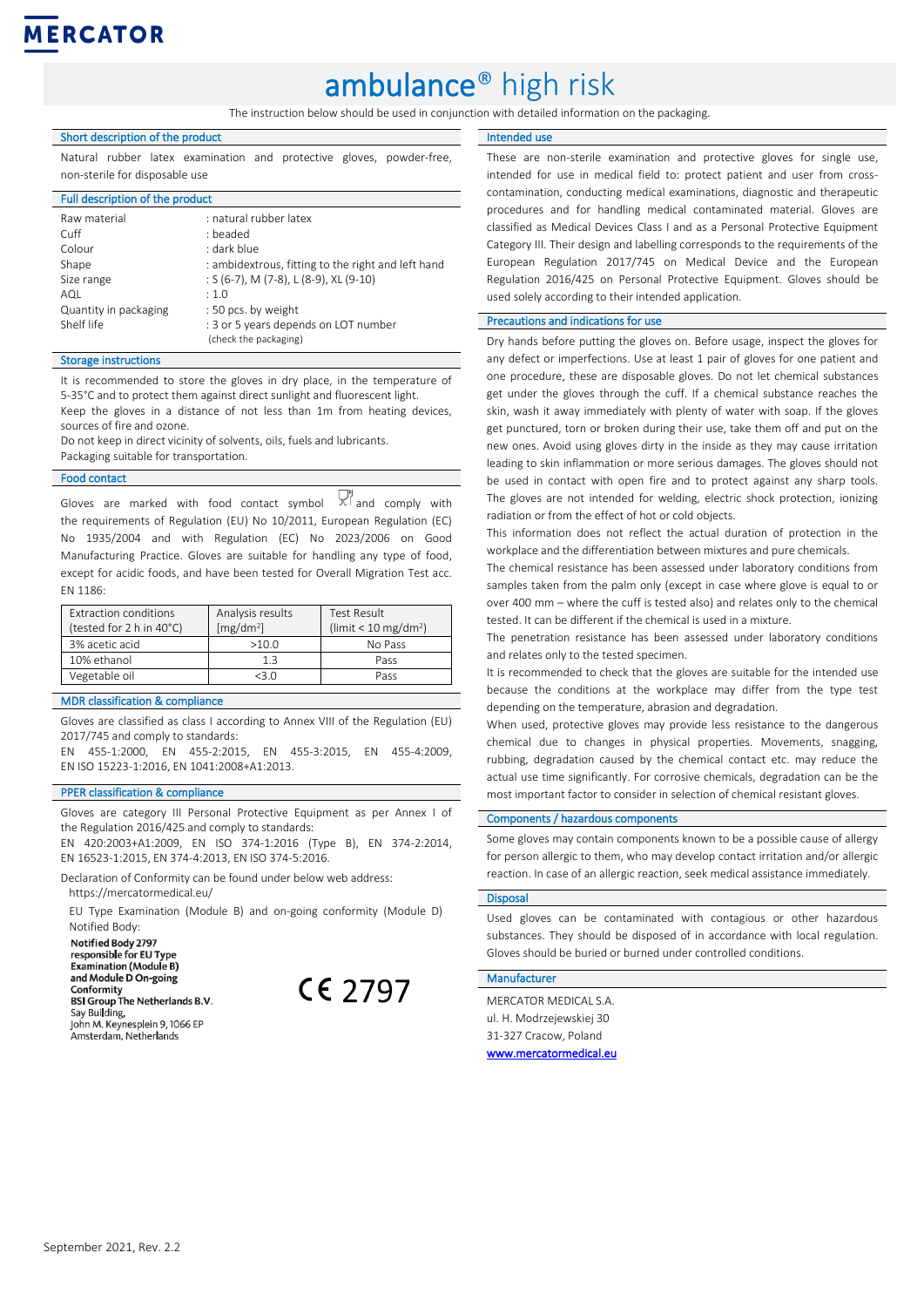# MERCATOR

# ambulance® high risk

The instruction below should be used in conjunction with detailed information on the packaging.

## Short description of the product

Natural rubber latex examination and protective gloves, powder-free, non-sterile for disposable use

## Full description of the product

| | |
|---|---|
| Raw material | : natural rubber latex |
| Cuff | : beaded |
| Colour | : dark blue |
| Shape | : ambidextrous, fitting to the right and left hand |
| Size range | : S (6-7), M (7-8), L (8-9), XL (9-10) |
| AQL | : 1.0 |
| Quantity in packaging | : 50 pcs. by weight |
| Shelf life | : 3 or 5 years depends on LOT number (check the packaging) |

## Storage instructions

It is recommended to store the gloves in dry place, in the temperature of 5-35°C and to protect them against direct sunlight and fluorescent light.
Keep the gloves in a distance of not less than 1m from heating devices, sources of fire and ozone.
Do not keep in direct vicinity of solvents, oils, fuels and lubricants.
Packaging suitable for transportation.

## Food contact

Gloves are marked with food contact symbol and comply with the requirements of Regulation (EU) No 10/2011, European Regulation (EC) No 1935/2004 and with Regulation (EC) No 2023/2006 on Good Manufacturing Practice. Gloves are suitable for handling any type of food, except for acidic foods, and have been tested for Overall Migration Test acc. EN 1186:

| Extraction conditions (tested for 2 h in 40°C) | Analysis results [mg/dm²] | Test Result (limit < 10 mg/dm²) |
|---|---|---|
| 3% acetic acid | >10.0 | No Pass |
| 10% ethanol | 1.3 | Pass |
| Vegetable oil | <3.0 | Pass |

## MDR classification & compliance

Gloves are classified as class I according to Annex VIII of the Regulation (EU) 2017/745 and comply to standards:
EN 455-1:2000, EN 455-2:2015, EN 455-3:2015, EN 455-4:2009, EN ISO 15223-1:2016, EN 1041:2008+A1:2013.

## PPER classification & compliance

Gloves are category III Personal Protective Equipment as per Annex I of the Regulation 2016/425 and comply to standards:
EN 420:2003+A1:2009, EN ISO 374-1:2016 (Type B), EN 374-2:2014, EN 16523-1:2015, EN 374-4:2013, EN ISO 374-5:2016.

Declaration of Conformity can be found under below web address:
https://mercatormedical.eu/

EU Type Examination (Module B) and on-going conformity (Module D) Notified Body:

**Notified Body 2797 responsible for EU Type Examination (Module B) and Module D On-going Conformity**
**BSI Group The Netherlands B.V.**
Say Building,
John M. Keynesplein 9, 1066 EP
Amsterdam, Netherlands

CE 2797

## Intended use

These are non-sterile examination and protective gloves for single use, intended for use in medical field to: protect patient and user from cross-contamination, conducting medical examinations, diagnostic and therapeutic procedures and for handling medical contaminated material. Gloves are classified as Medical Devices Class I and as a Personal Protective Equipment Category III. Their design and labelling corresponds to the requirements of the European Regulation 2017/745 on Medical Device and the European Regulation 2016/425 on Personal Protective Equipment. Gloves should be used solely according to their intended application.

## Precautions and indications for use

Dry hands before putting the gloves on. Before usage, inspect the gloves for any defect or imperfections. Use at least 1 pair of gloves for one patient and one procedure, these are disposable gloves. Do not let chemical substances get under the gloves through the cuff. If a chemical substance reaches the skin, wash it away immediately with plenty of water with soap. If the gloves get punctured, torn or broken during their use, take them off and put on the new ones. Avoid using gloves dirty in the inside as they may cause irritation leading to skin inflammation or more serious damages. The gloves should not be used in contact with open fire and to protect against any sharp tools. The gloves are not intended for welding, electric shock protection, ionizing radiation or from the effect of hot or cold objects.

This information does not reflect the actual duration of protection in the workplace and the differentiation between mixtures and pure chemicals.

The chemical resistance has been assessed under laboratory conditions from samples taken from the palm only (except in case where glove is equal to or over 400 mm – where the cuff is tested also) and relates only to the chemical tested. It can be different if the chemical is used in a mixture.

The penetration resistance has been assessed under laboratory conditions and relates only to the tested specimen.

It is recommended to check that the gloves are suitable for the intended use because the conditions at the workplace may differ from the type test depending on the temperature, abrasion and degradation.

When used, protective gloves may provide less resistance to the dangerous chemical due to changes in physical properties. Movements, snagging, rubbing, degradation caused by the chemical contact etc. may reduce the actual use time significantly. For corrosive chemicals, degradation can be the most important factor to consider in selection of chemical resistant gloves.

## Components / hazardous components

Some gloves may contain components known to be a possible cause of allergy for person allergic to them, who may develop contact irritation and/or allergic reaction. In case of an allergic reaction, seek medical assistance immediately.

## Disposal

Used gloves can be contaminated with contagious or other hazardous substances. They should be disposed of in accordance with local regulation. Gloves should be buried or burned under controlled conditions.

## Manufacturer

MERCATOR MEDICAL S.A.
ul. H. Modrzejewskiej 30
31-327 Cracow, Poland
www.mercatormedical.eu

September 2021, Rev. 2.2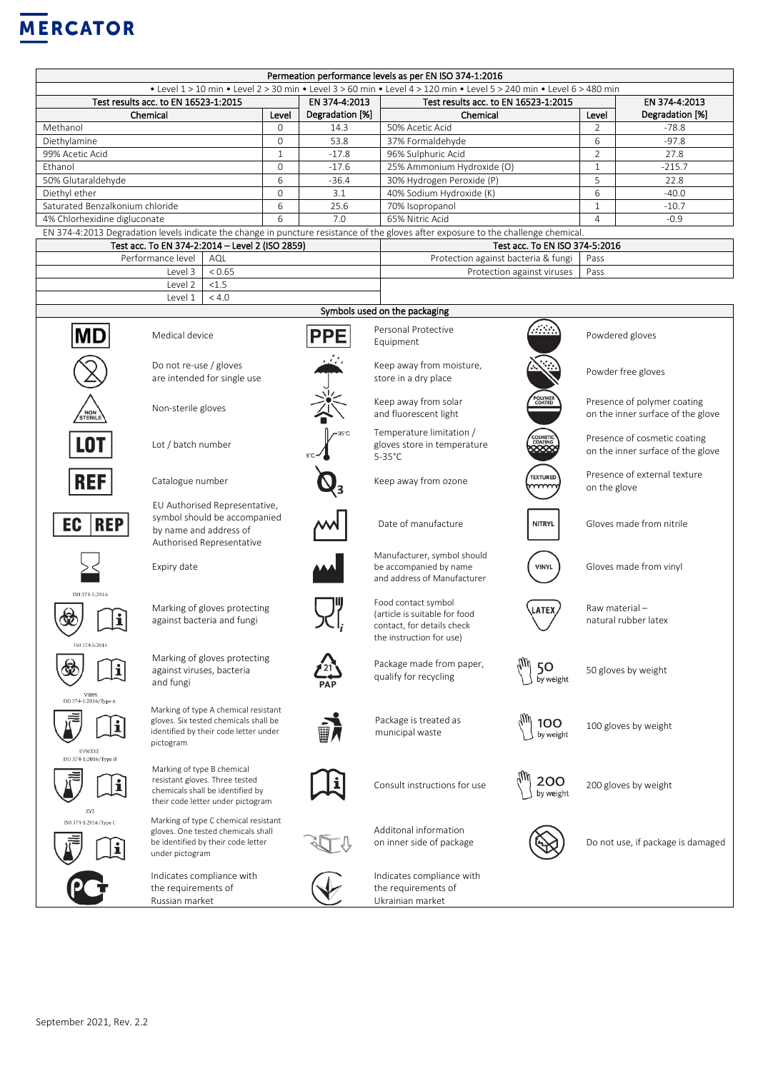MERCATOR

| Permeation performance levels as per EN ISO 374-1:2016 | | | | | |
|---|---|---|---|---|---|
| • Level 1 > 10 min • Level 2 > 30 min • Level 3 > 60 min • Level 4 > 120 min • Level 5 > 240 min • Level 6 > 480 min | | | | | |
| Test results acc. to EN 16523-1:2015 | | EN 374-4:2013 | Test results acc. to EN 16523-1:2015 | | EN 374-4:2013 |
| Chemical | Level | Degradation [%] | Chemical | Level | Degradation [%] |
| Methanol | 0 | 14.3 | 50% Acetic Acid | 2 | -78.8 |
| Diethylamine | 0 | 53.8 | 37% Formaldehyde | 6 | -97.8 |
| 99% Acetic Acid | 1 | -17.8 | 96% Sulphuric Acid | 2 | 27.8 |
| Ethanol | 0 | -17.6 | 25% Ammonium Hydroxide (O) | 1 | -215.7 |
| 50% Glutaraldehyde | 6 | -36.4 | 30% Hydrogen Peroxide (P) | 5 | 22.8 |
| Diethyl ether | 0 | 3.1 | 40% Sodium Hydroxide (K) | 6 | -40.0 |
| Saturated Benzalkonium chloride | 6 | 25.6 | 70% Isopropanol | 1 | -10.7 |
| 4% Chlorhexidine digluconate | 6 | 7.0 | 65% Nitric Acid | 4 | -0.9 |

EN 374-4:2013 Degradation levels indicate the change in puncture resistance of the gloves after exposure to the challenge chemical.

| Test acc. To EN 374-2:2014 – Level 2 (ISO 2859) | |
|---|---|
| Performance level | AQL |
| Level 3 | < 0.65 |
| Level 2 | <1.5 |
| Level 1 | < 4.0 |

| Test acc. To EN ISO 374-5:2016 | |
|---|---|
| Protection against bacteria & fungi | Pass |
| Protection against viruses | Pass |

## Symbols used on the packaging

| Symbol | Meaning | Symbol | Meaning | Symbol | Meaning |
|---|---|---|---|---|---|
| MD | Medical device | PPE | Personal Protective Equipment | | Powdered gloves |
| | Do not re-use / gloves are intended for single use | | Keep away from moisture, store in a dry place | | Powder free gloves |
| NON STERILE | Non-sterile gloves | | Keep away from solar and fluorescent light | POLYMER COATED | Presence of polymer coating on the inner surface of the glove |
| LOT | Lot / batch number | 5°C – 35°C | Temperature limitation / gloves store in temperature 5-35°C | COSMETIC COATING | Presence of cosmetic coating on the inner surface of the glove |
| REF | Catalogue number | $O_3$ | Keep away from ozone | TEXTURED | Presence of external texture on the glove |
| EC REP | EU Authorised Representative, symbol should be accompanied by name and address of Authorised Representative | | Date of manufacture | NITRYL | Gloves made from nitrile |
| | Expiry date | | Manufacturer, symbol should be accompanied by name and address of Manufacturer | VINYL | Gloves made from vinyl |
| ISO 374-5:2016 | Marking of gloves protecting against bacteria and fungi | | Food contact symbol (article is suitable for food contact, for details check the instruction for use) | LATEX | Raw material – natural rubber latex |
| ISO 374-5:2016 VIRUS | Marking of gloves protecting against viruses, bacteria and fungi | 21 PAP | Package made from paper, qualify for recycling | 50 by weight | 50 gloves by weight |
| ISO 374-1:2016/Type A UVWXYZ | Marking of type A chemical resistant gloves. Six tested chemicals shall be identified by their code letter under pictogram | | Package is treated as municipal waste | 100 by weight | 100 gloves by weight |
| ISO 374-1:2016/Type B XYZ | Marking of type B chemical resistant gloves. Three tested chemicals shall be identified by their code letter under pictogram | | Consult instructions for use | 200 by weight | 200 gloves by weight |
| ISO 374-1:2016/Type C | Marking of type C chemical resistant gloves. One tested chemicals shall be identified by their code letter under pictogram | | Additonal information on inner side of package | | Do not use, if package is damaged |
| | Indicates compliance with the requirements of Russian market | | Indicates compliance with the requirements of Ukrainian market | | |

September 2021, Rev. 2.2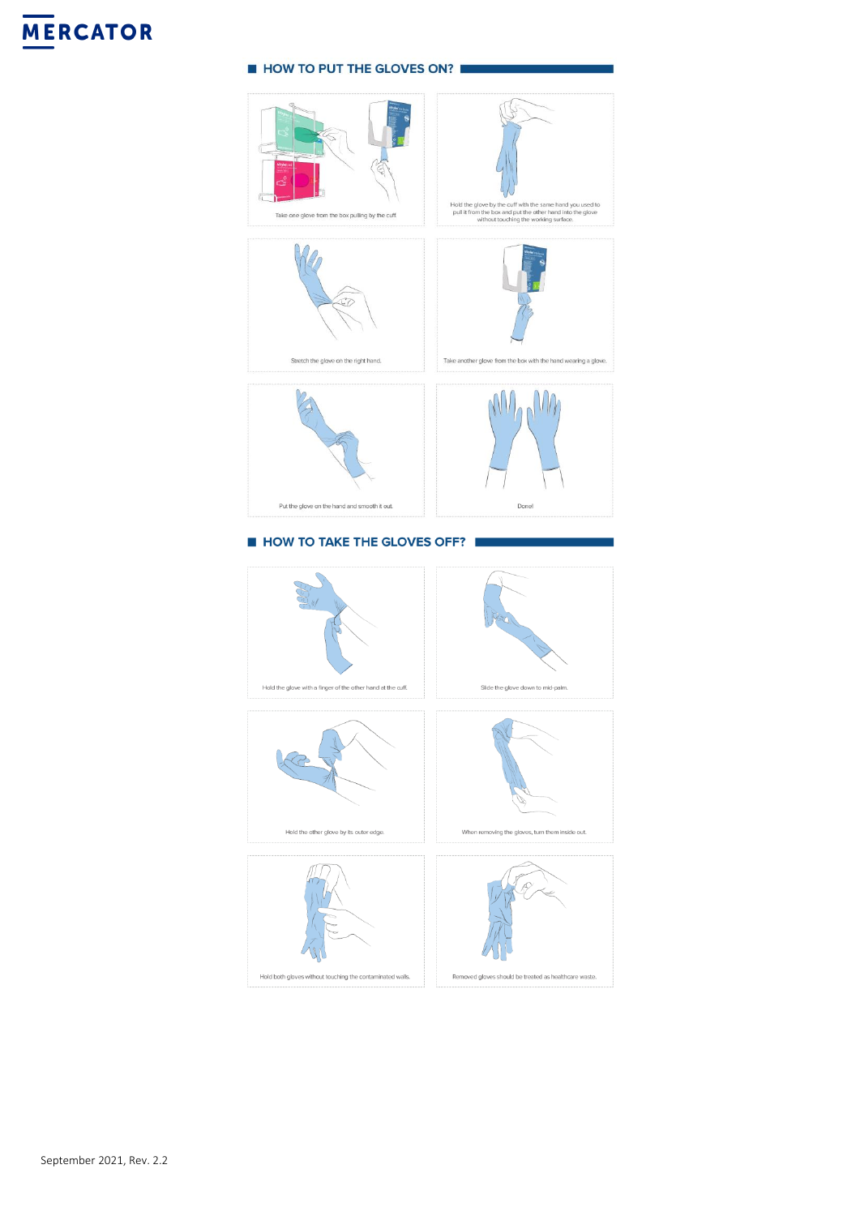## HOW TO PUT THE GLOVES ON?

Take one glove from the box pulling by the cuff.

Hold the glove by the cuff with the same hand you used to pull it from the box and put the other hand into the glove without touching the working surface.

Stretch the glove on the right hand.

Take another glove from the box with the hand wearing a glove.

Put the glove on the hand and smooth it out.

Done!

## HOW TO TAKE THE GLOVES OFF?

Hold the glove with a finger of the other hand at the cuff.

Slide the glove down to mid-palm.

Hold the other glove by its outer edge.

When removing the gloves, turn them inside out.

Hold both gloves without touching the contaminated walls.

Removed gloves should be treated as healthcare waste.

September 2021, Rev. 2.2